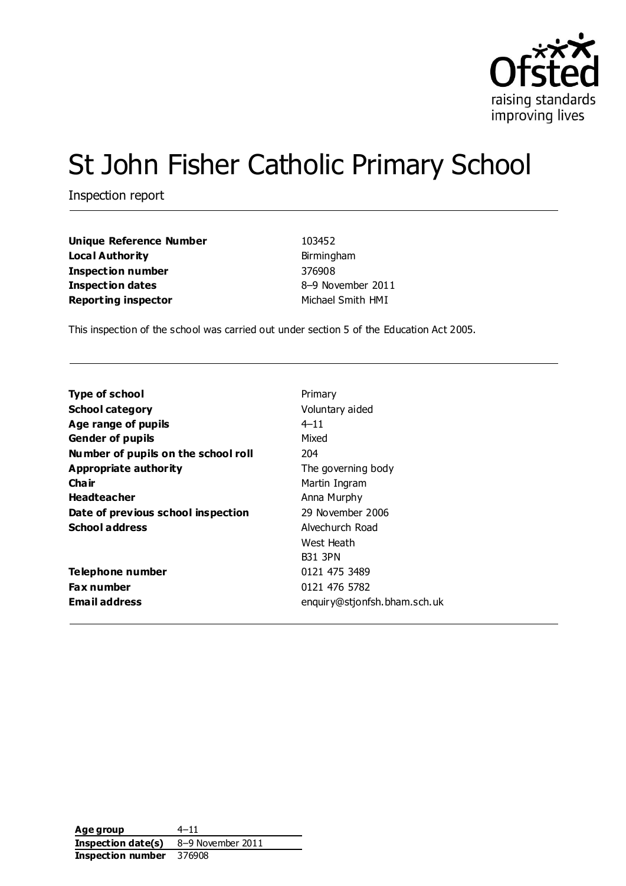# St John Fisher Catholic Primary School

Inspection report

| | |
|---|---|
| **Unique Reference Number** | 103452 |
| **Local Authority** | Birmingham |
| **Inspection number** | 376908 |
| **Inspection dates** | 8–9 November 2011 |
| **Reporting inspector** | Michael Smith HMI |

This inspection of the school was carried out under section 5 of the Education Act 2005.

| | |
|---|---|
| **Type of school** | Primary |
| **School category** | Voluntary aided |
| **Age range of pupils** | 4–11 |
| **Gender of pupils** | Mixed |
| **Number of pupils on the school roll** | 204 |
| **Appropriate authority** | The governing body |
| **Chair** | Martin Ingram |
| **Headteacher** | Anna Murphy |
| **Date of previous school inspection** | 29 November 2006 |
| **School address** | Alvechurch Road<br>West Heath<br>B31 3PN |
| **Telephone number** | 0121 475 3489 |
| **Fax number** | 0121 476 5782 |
| **Email address** | enquiry@stjonfsh.bham.sch.uk |

| | |
|---|---|
| **Age group** | 4–11 |
| **Inspection date(s)** | 8–9 November 2011 |
| **Inspection number** | 376908 |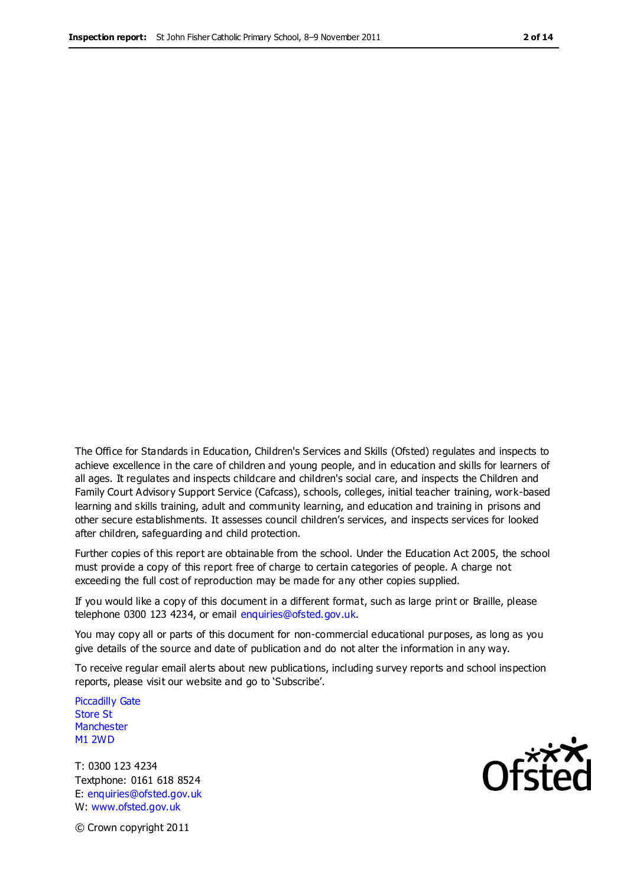The Office for Standards in Education, Children's Services and Skills (Ofsted) regulates and inspects to achieve excellence in the care of children and young people, and in education and skills for learners of all ages. It regulates and inspects childcare and children's social care, and inspects the Children and Family Court Advisory Support Service (Cafcass), schools, colleges, initial teacher training, work-based learning and skills training, adult and community learning, and education and training in prisons and other secure establishments. It assesses council children's services, and inspects services for looked after children, safeguarding and child protection.

Further copies of this report are obtainable from the school. Under the Education Act 2005, the school must provide a copy of this report free of charge to certain categories of people. A charge not exceeding the full cost of reproduction may be made for any other copies supplied.

If you would like a copy of this document in a different format, such as large print or Braille, please telephone 0300 123 4234, or email enquiries@ofsted.gov.uk.

You may copy all or parts of this document for non-commercial educational purposes, as long as you give details of the source and date of publication and do not alter the information in any way.

To receive regular email alerts about new publications, including survey reports and school inspection reports, please visit our website and go to 'Subscribe'.

Piccadilly Gate
Store St
Manchester
M1 2WD

T: 0300 123 4234
Textphone: 0161 618 8524
E: enquiries@ofsted.gov.uk
W: www.ofsted.gov.uk

© Crown copyright 2011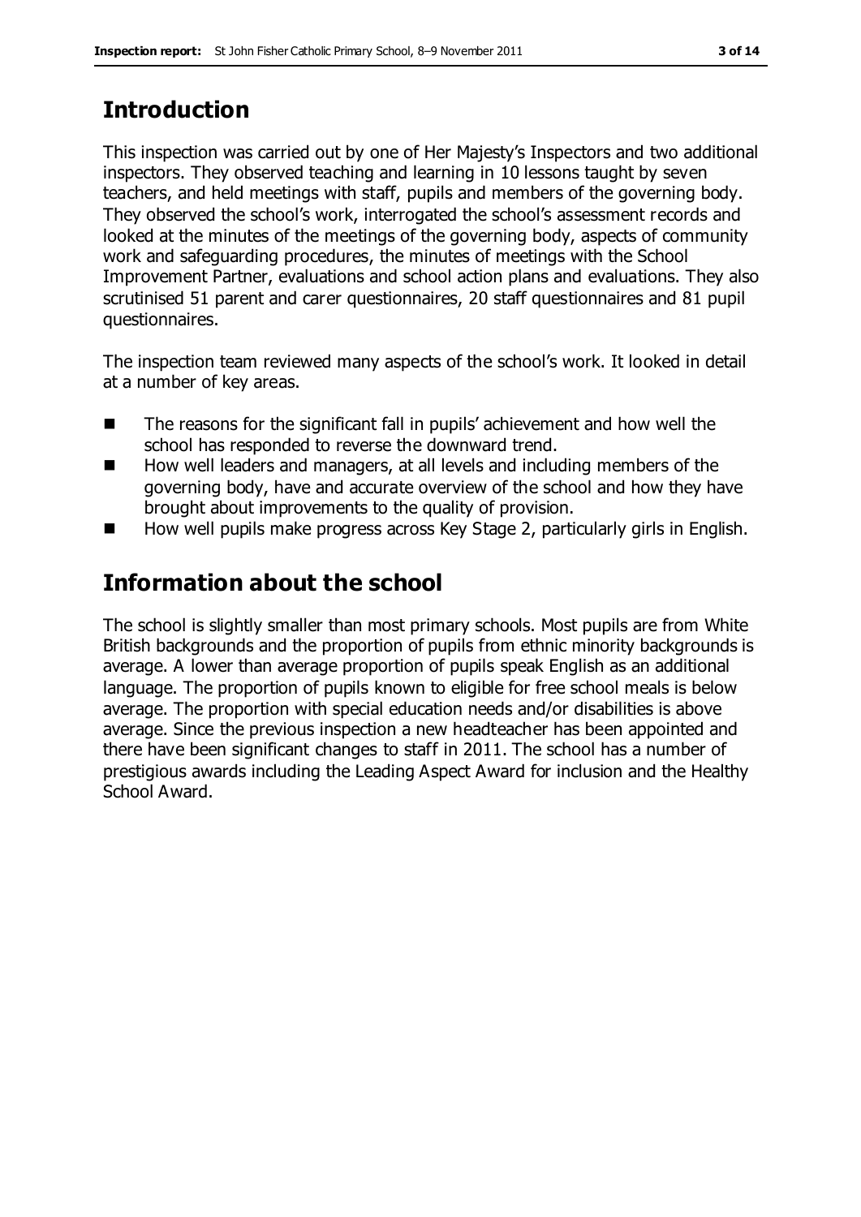## Introduction

This inspection was carried out by one of Her Majesty's Inspectors and two additional inspectors. They observed teaching and learning in 10 lessons taught by seven teachers, and held meetings with staff, pupils and members of the governing body. They observed the school's work, interrogated the school's assessment records and looked at the minutes of the meetings of the governing body, aspects of community work and safeguarding procedures, the minutes of meetings with the School Improvement Partner, evaluations and school action plans and evaluations. They also scrutinised 51 parent and carer questionnaires, 20 staff questionnaires and 81 pupil questionnaires.

The inspection team reviewed many aspects of the school's work. It looked in detail at a number of key areas.

- The reasons for the significant fall in pupils' achievement and how well the school has responded to reverse the downward trend.
- How well leaders and managers, at all levels and including members of the governing body, have and accurate overview of the school and how they have brought about improvements to the quality of provision.
- How well pupils make progress across Key Stage 2, particularly girls in English.

## Information about the school

The school is slightly smaller than most primary schools. Most pupils are from White British backgrounds and the proportion of pupils from ethnic minority backgrounds is average. A lower than average proportion of pupils speak English as an additional language. The proportion of pupils known to eligible for free school meals is below average. The proportion with special education needs and/or disabilities is above average. Since the previous inspection a new headteacher has been appointed and there have been significant changes to staff in 2011. The school has a number of prestigious awards including the Leading Aspect Award for inclusion and the Healthy School Award.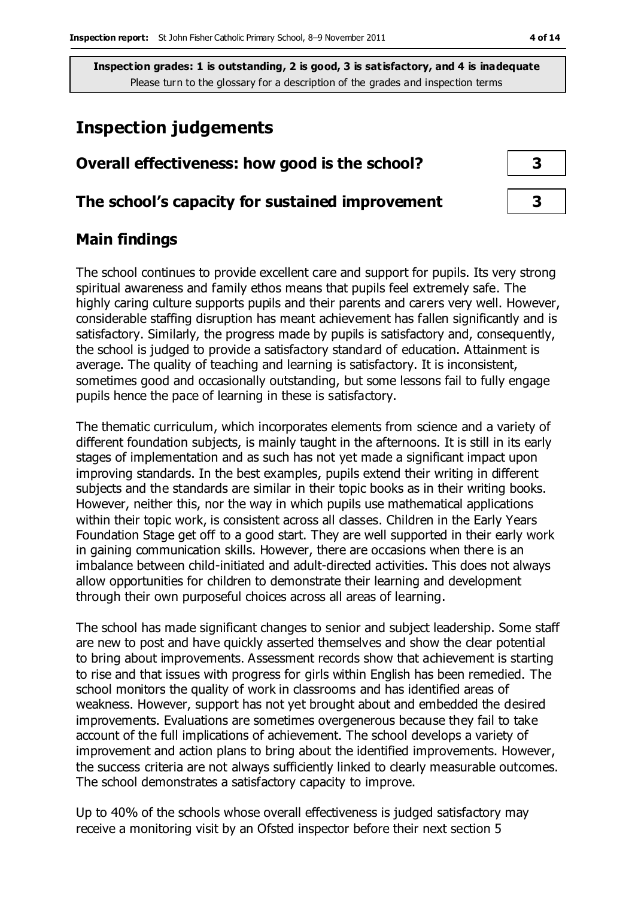**Inspection grades: 1 is outstanding, 2 is good, 3 is satisfactory, and 4 is inadequate**
Please turn to the glossary for a description of the grades and inspection terms

# Inspection judgements

| | |
|---|---|
| **Overall effectiveness: how good is the school?** | **3** |
| **The school's capacity for sustained improvement** | **3** |

## Main findings

The school continues to provide excellent care and support for pupils. Its very strong spiritual awareness and family ethos means that pupils feel extremely safe. The highly caring culture supports pupils and their parents and carers very well. However, considerable staffing disruption has meant achievement has fallen significantly and is satisfactory. Similarly, the progress made by pupils is satisfactory and, consequently, the school is judged to provide a satisfactory standard of education. Attainment is average. The quality of teaching and learning is satisfactory. It is inconsistent, sometimes good and occasionally outstanding, but some lessons fail to fully engage pupils hence the pace of learning in these is satisfactory.

The thematic curriculum, which incorporates elements from science and a variety of different foundation subjects, is mainly taught in the afternoons. It is still in its early stages of implementation and as such has not yet made a significant impact upon improving standards. In the best examples, pupils extend their writing in different subjects and the standards are similar in their topic books as in their writing books. However, neither this, nor the way in which pupils use mathematical applications within their topic work, is consistent across all classes. Children in the Early Years Foundation Stage get off to a good start. They are well supported in their early work in gaining communication skills. However, there are occasions when there is an imbalance between child-initiated and adult-directed activities. This does not always allow opportunities for children to demonstrate their learning and development through their own purposeful choices across all areas of learning.

The school has made significant changes to senior and subject leadership. Some staff are new to post and have quickly asserted themselves and show the clear potential to bring about improvements. Assessment records show that achievement is starting to rise and that issues with progress for girls within English has been remedied. The school monitors the quality of work in classrooms and has identified areas of weakness. However, support has not yet brought about and embedded the desired improvements. Evaluations are sometimes overgenerous because they fail to take account of the full implications of achievement. The school develops a variety of improvement and action plans to bring about the identified improvements. However, the success criteria are not always sufficiently linked to clearly measurable outcomes. The school demonstrates a satisfactory capacity to improve.

Up to 40% of the schools whose overall effectiveness is judged satisfactory may receive a monitoring visit by an Ofsted inspector before their next section 5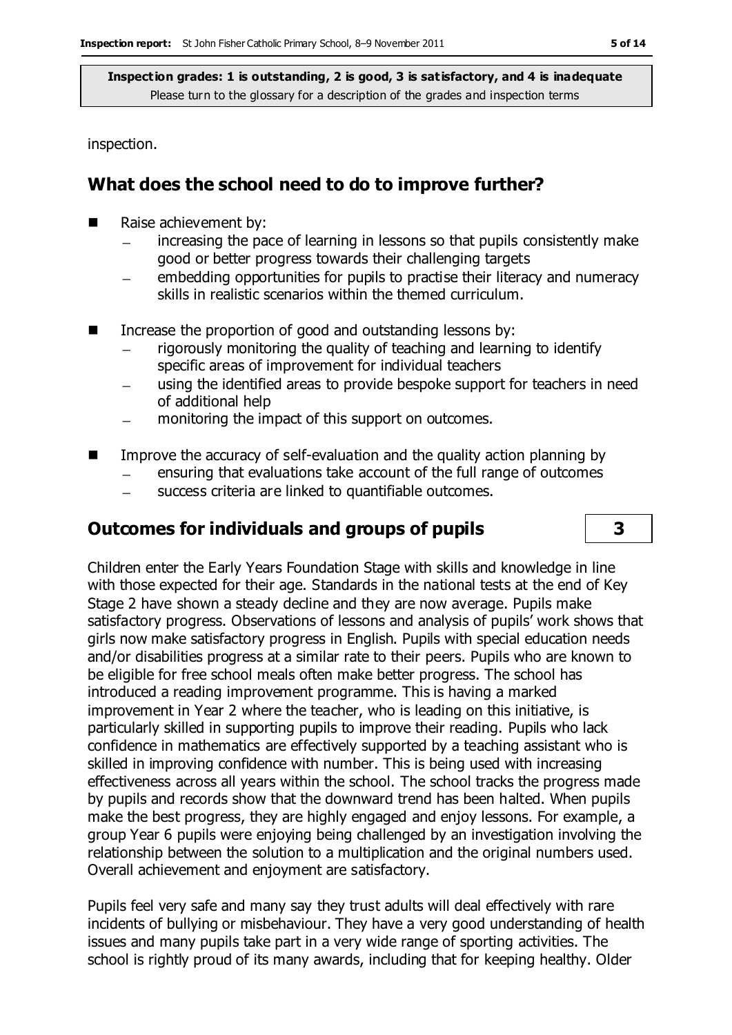inspection.

## What does the school need to do to improve further?

- Raise achievement by:
  - increasing the pace of learning in lessons so that pupils consistently make good or better progress towards their challenging targets
  - embedding opportunities for pupils to practise their literacy and numeracy skills in realistic scenarios within the themed curriculum.
- Increase the proportion of good and outstanding lessons by:
  - rigorously monitoring the quality of teaching and learning to identify specific areas of improvement for individual teachers
  - using the identified areas to provide bespoke support for teachers in need of additional help
  - monitoring the impact of this support on outcomes.
- Improve the accuracy of self-evaluation and the quality action planning by
  - ensuring that evaluations take account of the full range of outcomes
  - success criteria are linked to quantifiable outcomes.

## Outcomes for individuals and groups of pupils — 3

Children enter the Early Years Foundation Stage with skills and knowledge in line with those expected for their age. Standards in the national tests at the end of Key Stage 2 have shown a steady decline and they are now average. Pupils make satisfactory progress. Observations of lessons and analysis of pupils' work shows that girls now make satisfactory progress in English. Pupils with special education needs and/or disabilities progress at a similar rate to their peers. Pupils who are known to be eligible for free school meals often make better progress. The school has introduced a reading improvement programme. This is having a marked improvement in Year 2 where the teacher, who is leading on this initiative, is particularly skilled in supporting pupils to improve their reading. Pupils who lack confidence in mathematics are effectively supported by a teaching assistant who is skilled in improving confidence with number. This is being used with increasing effectiveness across all years within the school. The school tracks the progress made by pupils and records show that the downward trend has been halted. When pupils make the best progress, they are highly engaged and enjoy lessons. For example, a group Year 6 pupils were enjoying being challenged by an investigation involving the relationship between the solution to a multiplication and the original numbers used. Overall achievement and enjoyment are satisfactory.

Pupils feel very safe and many say they trust adults will deal effectively with rare incidents of bullying or misbehaviour. They have a very good understanding of health issues and many pupils take part in a very wide range of sporting activities. The school is rightly proud of its many awards, including that for keeping healthy. Older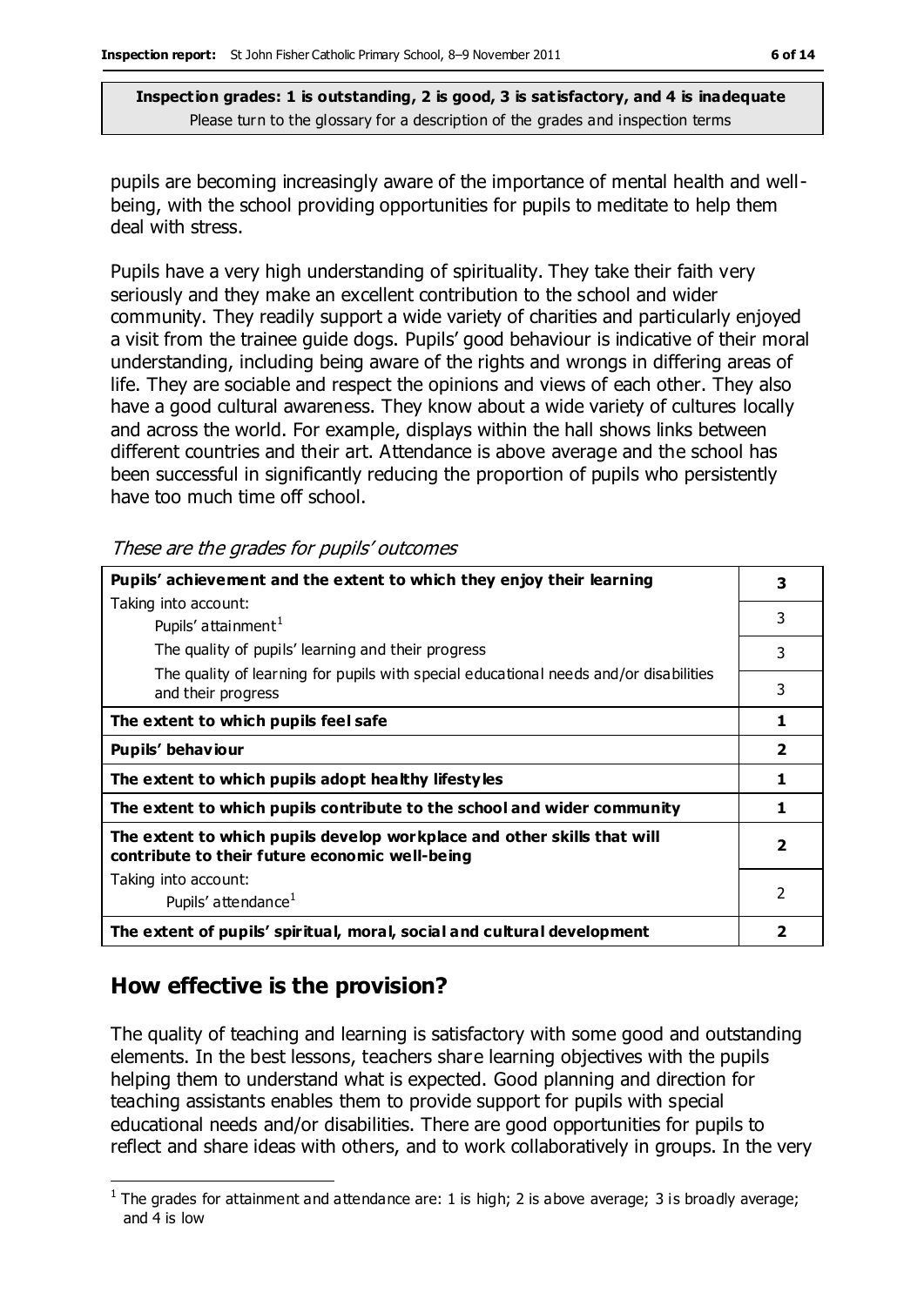**Inspection grades: 1 is outstanding, 2 is good, 3 is satisfactory, and 4 is inadequate**
Please turn to the glossary for a description of the grades and inspection terms

pupils are becoming increasingly aware of the importance of mental health and well-being, with the school providing opportunities for pupils to meditate to help them deal with stress.

Pupils have a very high understanding of spirituality. They take their faith very seriously and they make an excellent contribution to the school and wider community. They readily support a wide variety of charities and particularly enjoyed a visit from the trainee guide dogs. Pupils' good behaviour is indicative of their moral understanding, including being aware of the rights and wrongs in differing areas of life. They are sociable and respect the opinions and views of each other. They also have a good cultural awareness. They know about a wide variety of cultures locally and across the world. For example, displays within the hall shows links between different countries and their art. Attendance is above average and the school has been successful in significantly reducing the proportion of pupils who persistently have too much time off school.

*These are the grades for pupils' outcomes*

| | |
|---|---|
| **Pupils' achievement and the extent to which they enjoy their learning** | **3** |
| Taking into account:<br>Pupils' attainment[1] | 3 |
| The quality of pupils' learning and their progress | 3 |
| The quality of learning for pupils with special educational needs and/or disabilities and their progress | 3 |
| **The extent to which pupils feel safe** | **1** |
| **Pupils' behaviour** | **2** |
| **The extent to which pupils adopt healthy lifestyles** | **1** |
| **The extent to which pupils contribute to the school and wider community** | **1** |
| **The extent to which pupils develop workplace and other skills that will contribute to their future economic well-being** | **2** |
| Taking into account:<br>Pupils' attendance[1] | 2 |
| **The extent of pupils' spiritual, moral, social and cultural development** | **2** |

## How effective is the provision?

The quality of teaching and learning is satisfactory with some good and outstanding elements. In the best lessons, teachers share learning objectives with the pupils helping them to understand what is expected. Good planning and direction for teaching assistants enables them to provide support for pupils with special educational needs and/or disabilities. There are good opportunities for pupils to reflect and share ideas with others, and to work collaboratively in groups. In the very

[1] The grades for attainment and attendance are: 1 is high; 2 is above average; 3 is broadly average; and 4 is low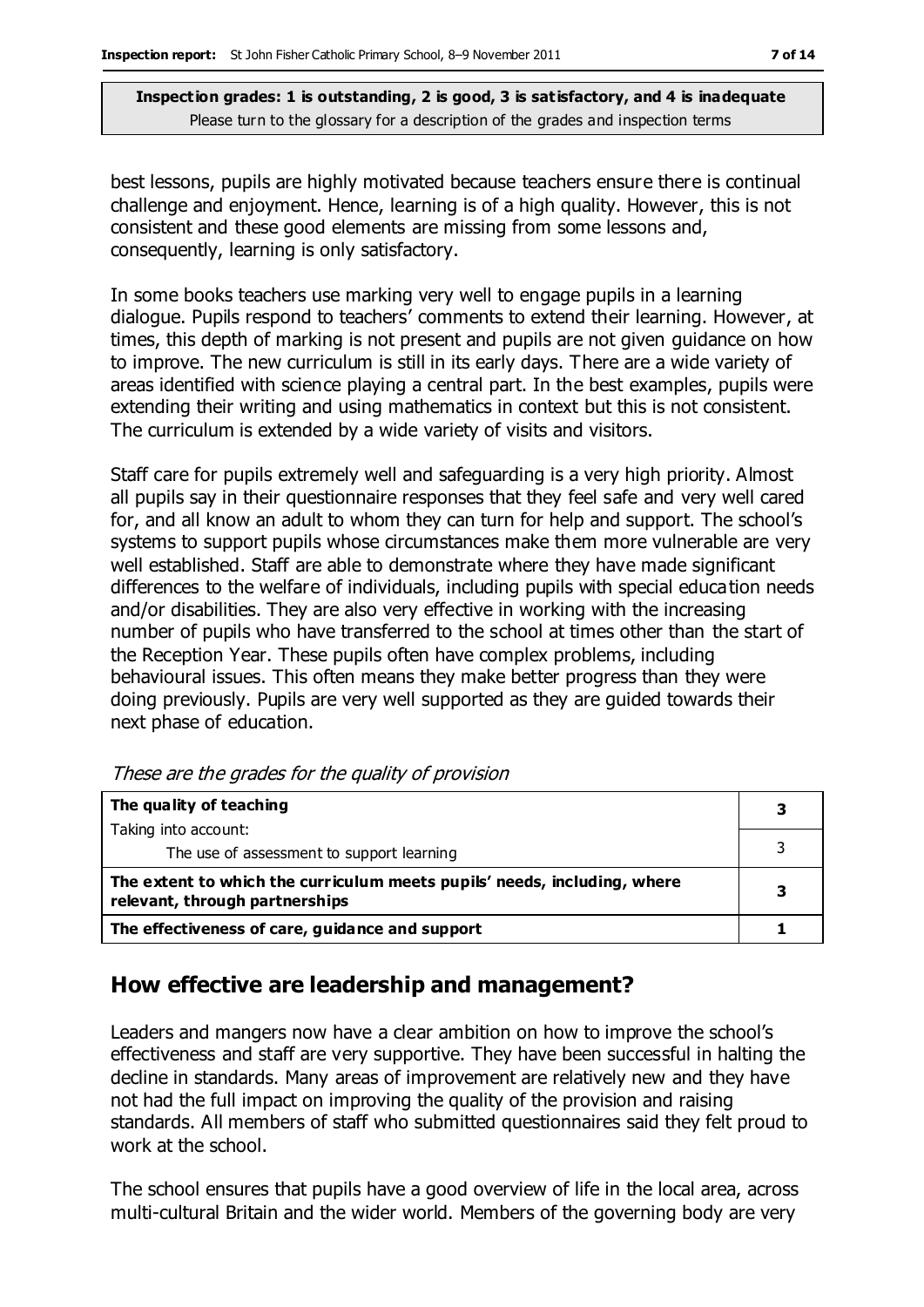**Inspection grades: 1 is outstanding, 2 is good, 3 is satisfactory, and 4 is inadequate**
Please turn to the glossary for a description of the grades and inspection terms

best lessons, pupils are highly motivated because teachers ensure there is continual challenge and enjoyment. Hence, learning is of a high quality. However, this is not consistent and these good elements are missing from some lessons and, consequently, learning is only satisfactory.

In some books teachers use marking very well to engage pupils in a learning dialogue. Pupils respond to teachers' comments to extend their learning. However, at times, this depth of marking is not present and pupils are not given guidance on how to improve. The new curriculum is still in its early days. There are a wide variety of areas identified with science playing a central part. In the best examples, pupils were extending their writing and using mathematics in context but this is not consistent. The curriculum is extended by a wide variety of visits and visitors.

Staff care for pupils extremely well and safeguarding is a very high priority. Almost all pupils say in their questionnaire responses that they feel safe and very well cared for, and all know an adult to whom they can turn for help and support. The school's systems to support pupils whose circumstances make them more vulnerable are very well established. Staff are able to demonstrate where they have made significant differences to the welfare of individuals, including pupils with special education needs and/or disabilities. They are also very effective in working with the increasing number of pupils who have transferred to the school at times other than the start of the Reception Year. These pupils often have complex problems, including behavioural issues. This often means they make better progress than they were doing previously. Pupils are very well supported as they are guided towards their next phase of education.

*These are the grades for the quality of provision*

| | |
|---|---|
| **The quality of teaching** | **3** |
| Taking into account: The use of assessment to support learning | 3 |
| **The extent to which the curriculum meets pupils' needs, including, where relevant, through partnerships** | **3** |
| **The effectiveness of care, guidance and support** | **1** |

## How effective are leadership and management?

Leaders and mangers now have a clear ambition on how to improve the school's effectiveness and staff are very supportive. They have been successful in halting the decline in standards. Many areas of improvement are relatively new and they have not had the full impact on improving the quality of the provision and raising standards. All members of staff who submitted questionnaires said they felt proud to work at the school.

The school ensures that pupils have a good overview of life in the local area, across multi-cultural Britain and the wider world. Members of the governing body are very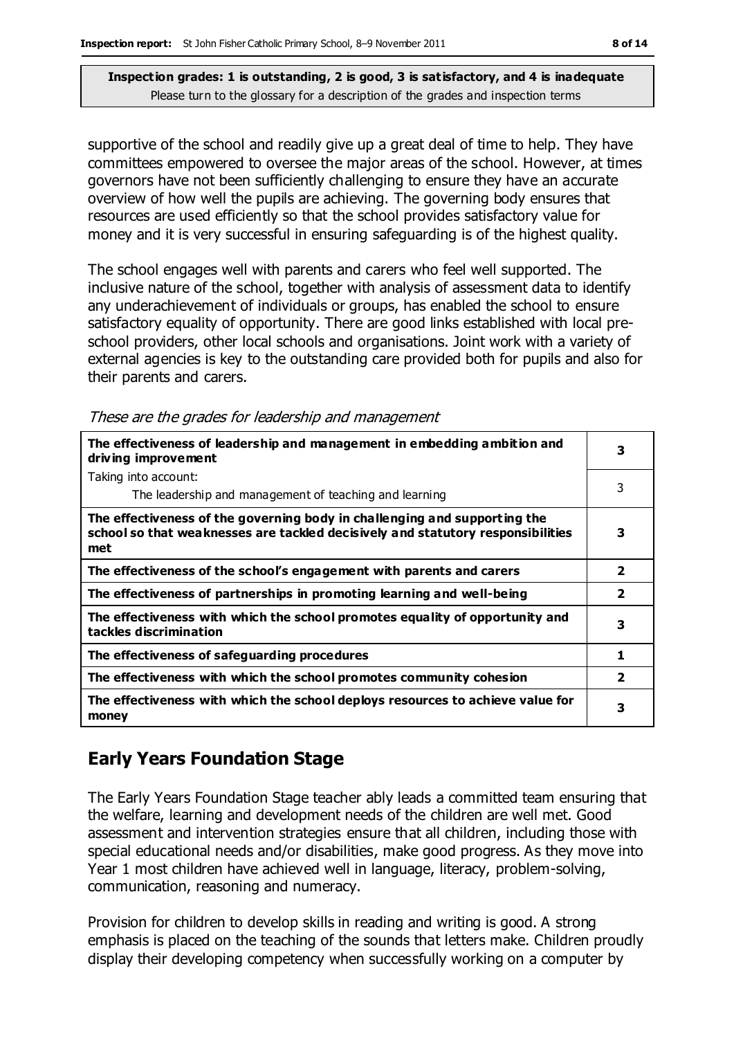**Inspection grades: 1 is outstanding, 2 is good, 3 is satisfactory, and 4 is inadequate**
Please turn to the glossary for a description of the grades and inspection terms

supportive of the school and readily give up a great deal of time to help. They have committees empowered to oversee the major areas of the school. However, at times governors have not been sufficiently challenging to ensure they have an accurate overview of how well the pupils are achieving. The governing body ensures that resources are used efficiently so that the school provides satisfactory value for money and it is very successful in ensuring safeguarding is of the highest quality.

The school engages well with parents and carers who feel well supported. The inclusive nature of the school, together with analysis of assessment data to identify any underachievement of individuals or groups, has enabled the school to ensure satisfactory equality of opportunity. There are good links established with local pre-school providers, other local schools and organisations. Joint work with a variety of external agencies is key to the outstanding care provided both for pupils and also for their parents and carers.

*These are the grades for leadership and management*

| | |
|---|---|
| **The effectiveness of leadership and management in embedding ambition and driving improvement** | **3** |
| Taking into account:<br>The leadership and management of teaching and learning | 3 |
| **The effectiveness of the governing body in challenging and supporting the school so that weaknesses are tackled decisively and statutory responsibilities met** | **3** |
| **The effectiveness of the school's engagement with parents and carers** | **2** |
| **The effectiveness of partnerships in promoting learning and well-being** | **2** |
| **The effectiveness with which the school promotes equality of opportunity and tackles discrimination** | **3** |
| **The effectiveness of safeguarding procedures** | **1** |
| **The effectiveness with which the school promotes community cohesion** | **2** |
| **The effectiveness with which the school deploys resources to achieve value for money** | **3** |

## Early Years Foundation Stage

The Early Years Foundation Stage teacher ably leads a committed team ensuring that the welfare, learning and development needs of the children are well met. Good assessment and intervention strategies ensure that all children, including those with special educational needs and/or disabilities, make good progress. As they move into Year 1 most children have achieved well in language, literacy, problem-solving, communication, reasoning and numeracy.

Provision for children to develop skills in reading and writing is good. A strong emphasis is placed on the teaching of the sounds that letters make. Children proudly display their developing competency when successfully working on a computer by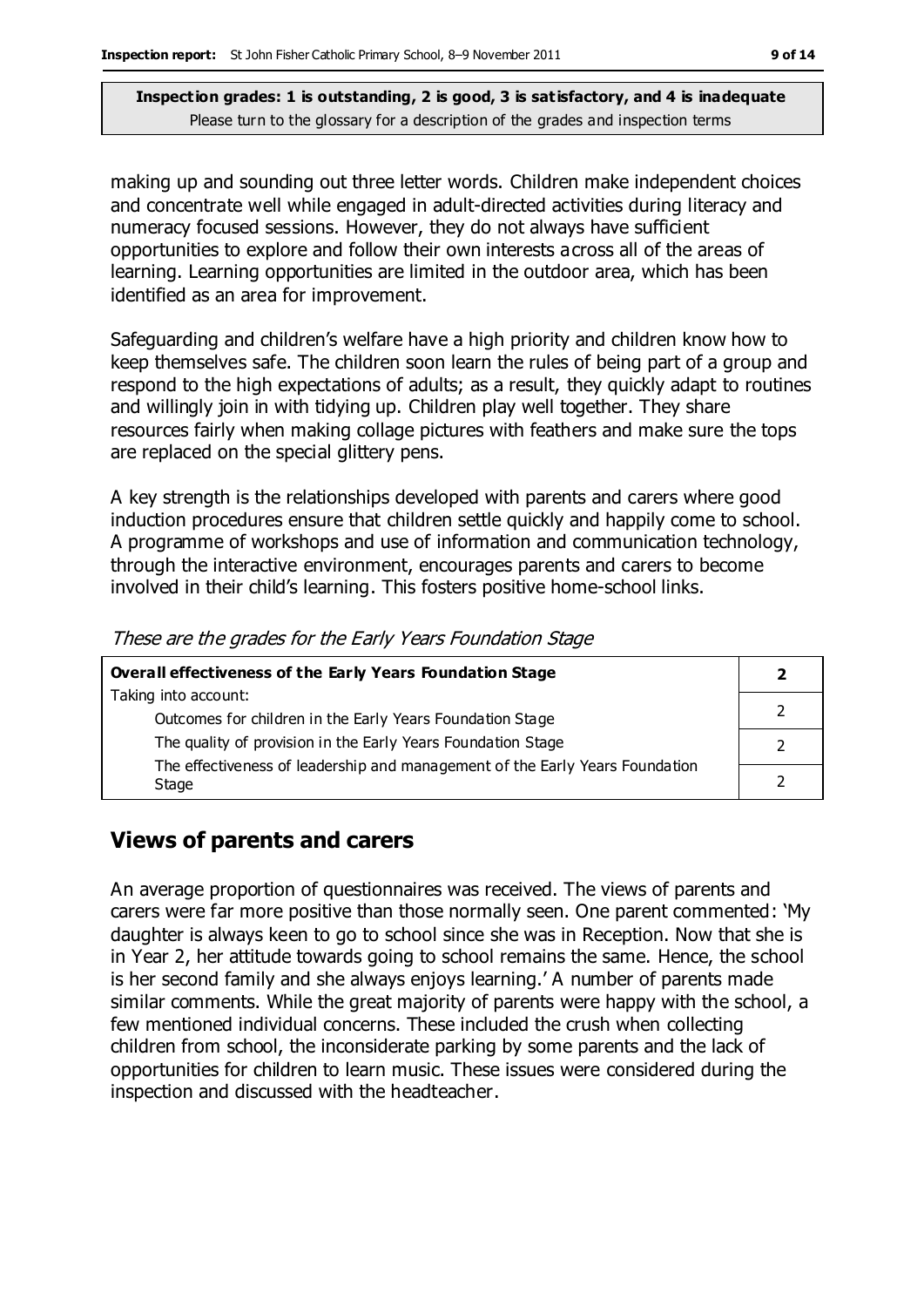**Inspection grades: 1 is outstanding, 2 is good, 3 is satisfactory, and 4 is inadequate**
Please turn to the glossary for a description of the grades and inspection terms

making up and sounding out three letter words. Children make independent choices and concentrate well while engaged in adult-directed activities during literacy and numeracy focused sessions. However, they do not always have sufficient opportunities to explore and follow their own interests across all of the areas of learning. Learning opportunities are limited in the outdoor area, which has been identified as an area for improvement.

Safeguarding and children's welfare have a high priority and children know how to keep themselves safe. The children soon learn the rules of being part of a group and respond to the high expectations of adults; as a result, they quickly adapt to routines and willingly join in with tidying up. Children play well together. They share resources fairly when making collage pictures with feathers and make sure the tops are replaced on the special glittery pens.

A key strength is the relationships developed with parents and carers where good induction procedures ensure that children settle quickly and happily come to school. A programme of workshops and use of information and communication technology, through the interactive environment, encourages parents and carers to become involved in their child's learning. This fosters positive home-school links.

*These are the grades for the Early Years Foundation Stage*

| **Overall effectiveness of the Early Years Foundation Stage** | **2** |
|---|---|
| Taking into account: | |
| Outcomes for children in the Early Years Foundation Stage | 2 |
| The quality of provision in the Early Years Foundation Stage | 2 |
| The effectiveness of leadership and management of the Early Years Foundation Stage | 2 |

## Views of parents and carers

An average proportion of questionnaires was received. The views of parents and carers were far more positive than those normally seen. One parent commented: 'My daughter is always keen to go to school since she was in Reception. Now that she is in Year 2, her attitude towards going to school remains the same. Hence, the school is her second family and she always enjoys learning.' A number of parents made similar comments. While the great majority of parents were happy with the school, a few mentioned individual concerns. These included the crush when collecting children from school, the inconsiderate parking by some parents and the lack of opportunities for children to learn music. These issues were considered during the inspection and discussed with the headteacher.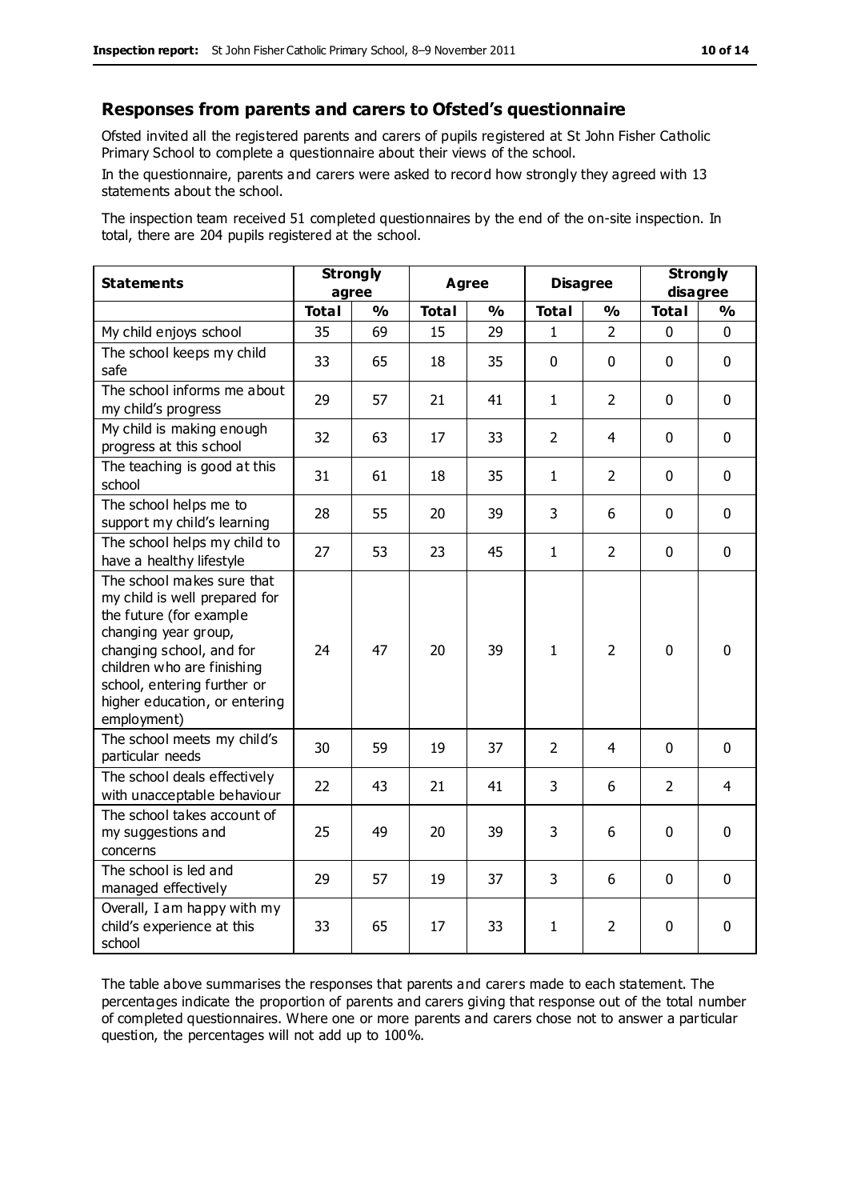## Responses from parents and carers to Ofsted's questionnaire

Ofsted invited all the registered parents and carers of pupils registered at St John Fisher Catholic Primary School to complete a questionnaire about their views of the school.

In the questionnaire, parents and carers were asked to record how strongly they agreed with 13 statements about the school.

The inspection team received 51 completed questionnaires by the end of the on-site inspection. In total, there are 204 pupils registered at the school.

| Statements | Strongly agree | | Agree | | Disagree | | Strongly disagree | |
|---|---|---|---|---|---|---|---|---|
| | Total | % | Total | % | Total | % | Total | % |
| My child enjoys school | 35 | 69 | 15 | 29 | 1 | 2 | 0 | 0 |
| The school keeps my child safe | 33 | 65 | 18 | 35 | 0 | 0 | 0 | 0 |
| The school informs me about my child's progress | 29 | 57 | 21 | 41 | 1 | 2 | 0 | 0 |
| My child is making enough progress at this school | 32 | 63 | 17 | 33 | 2 | 4 | 0 | 0 |
| The teaching is good at this school | 31 | 61 | 18 | 35 | 1 | 2 | 0 | 0 |
| The school helps me to support my child's learning | 28 | 55 | 20 | 39 | 3 | 6 | 0 | 0 |
| The school helps my child to have a healthy lifestyle | 27 | 53 | 23 | 45 | 1 | 2 | 0 | 0 |
| The school makes sure that my child is well prepared for the future (for example changing year group, changing school, and for children who are finishing school, entering further or higher education, or entering employment) | 24 | 47 | 20 | 39 | 1 | 2 | 0 | 0 |
| The school meets my child's particular needs | 30 | 59 | 19 | 37 | 2 | 4 | 0 | 0 |
| The school deals effectively with unacceptable behaviour | 22 | 43 | 21 | 41 | 3 | 6 | 2 | 4 |
| The school takes account of my suggestions and concerns | 25 | 49 | 20 | 39 | 3 | 6 | 0 | 0 |
| The school is led and managed effectively | 29 | 57 | 19 | 37 | 3 | 6 | 0 | 0 |
| Overall, I am happy with my child's experience at this school | 33 | 65 | 17 | 33 | 1 | 2 | 0 | 0 |

The table above summarises the responses that parents and carers made to each statement. The percentages indicate the proportion of parents and carers giving that response out of the total number of completed questionnaires. Where one or more parents and carers chose not to answer a particular question, the percentages will not add up to 100%.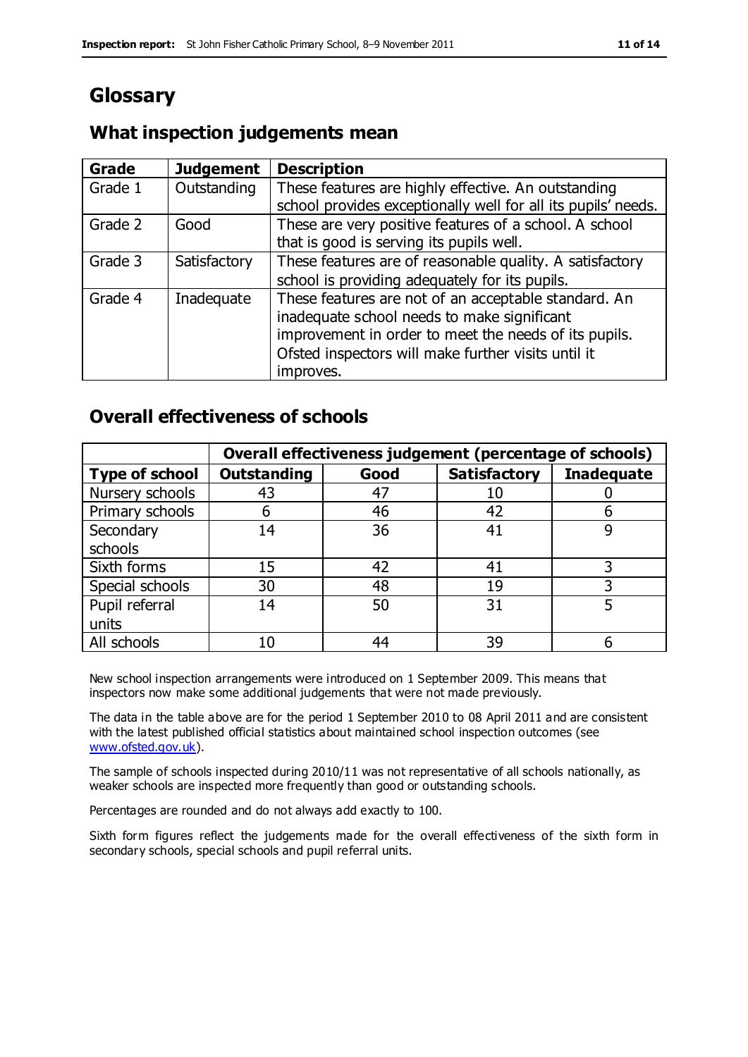# Glossary

## What inspection judgements mean

| Grade | Judgement | Description |
| --- | --- | --- |
| Grade 1 | Outstanding | These features are highly effective. An outstanding school provides exceptionally well for all its pupils' needs. |
| Grade 2 | Good | These are very positive features of a school. A school that is good is serving its pupils well. |
| Grade 3 | Satisfactory | These features are of reasonable quality. A satisfactory school is providing adequately for its pupils. |
| Grade 4 | Inadequate | These features are not of an acceptable standard. An inadequate school needs to make significant improvement in order to meet the needs of its pupils. Ofsted inspectors will make further visits until it improves. |

## Overall effectiveness of schools

| | Overall effectiveness judgement (percentage of schools) | | | |
| --- | --- | --- | --- | --- |
| **Type of school** | **Outstanding** | **Good** | **Satisfactory** | **Inadequate** |
| Nursery schools | 43 | 47 | 10 | 0 |
| Primary schools | 6 | 46 | 42 | 6 |
| Secondary schools | 14 | 36 | 41 | 9 |
| Sixth forms | 15 | 42 | 41 | 3 |
| Special schools | 30 | 48 | 19 | 3 |
| Pupil referral units | 14 | 50 | 31 | 5 |
| All schools | 10 | 44 | 39 | 6 |

New school inspection arrangements were introduced on 1 September 2009. This means that inspectors now make some additional judgements that were not made previously.

The data in the table above are for the period 1 September 2010 to 08 April 2011 and are consistent with the latest published official statistics about maintained school inspection outcomes (see www.ofsted.gov.uk).

The sample of schools inspected during 2010/11 was not representative of all schools nationally, as weaker schools are inspected more frequently than good or outstanding schools.

Percentages are rounded and do not always add exactly to 100.

Sixth form figures reflect the judgements made for the overall effectiveness of the sixth form in secondary schools, special schools and pupil referral units.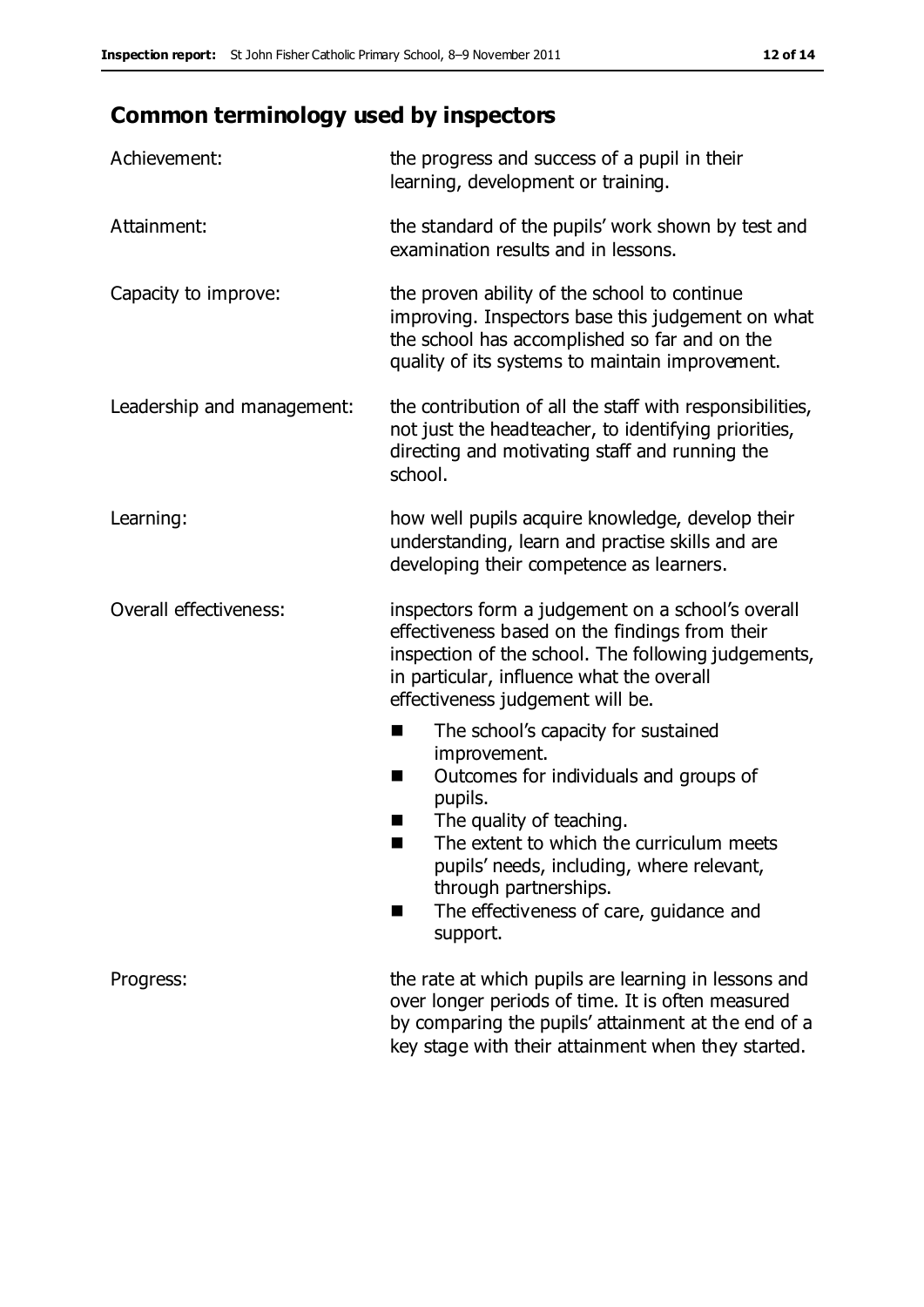## Common terminology used by inspectors

| | |
|---|---|
| Achievement: | the progress and success of a pupil in their learning, development or training. |
| Attainment: | the standard of the pupils' work shown by test and examination results and in lessons. |
| Capacity to improve: | the proven ability of the school to continue improving. Inspectors base this judgement on what the school has accomplished so far and on the quality of its systems to maintain improvement. |
| Leadership and management: | the contribution of all the staff with responsibilities, not just the headteacher, to identifying priorities, directing and motivating staff and running the school. |
| Learning: | how well pupils acquire knowledge, develop their understanding, learn and practise skills and are developing their competence as learners. |
| Overall effectiveness: | inspectors form a judgement on a school's overall effectiveness based on the findings from their inspection of the school. The following judgements, in particular, influence what the overall effectiveness judgement will be. ■ The school's capacity for sustained improvement. ■ Outcomes for individuals and groups of pupils. ■ The quality of teaching. ■ The extent to which the curriculum meets pupils' needs, including, where relevant, through partnerships. ■ The effectiveness of care, guidance and support. |
| Progress: | the rate at which pupils are learning in lessons and over longer periods of time. It is often measured by comparing the pupils' attainment at the end of a key stage with their attainment when they started. |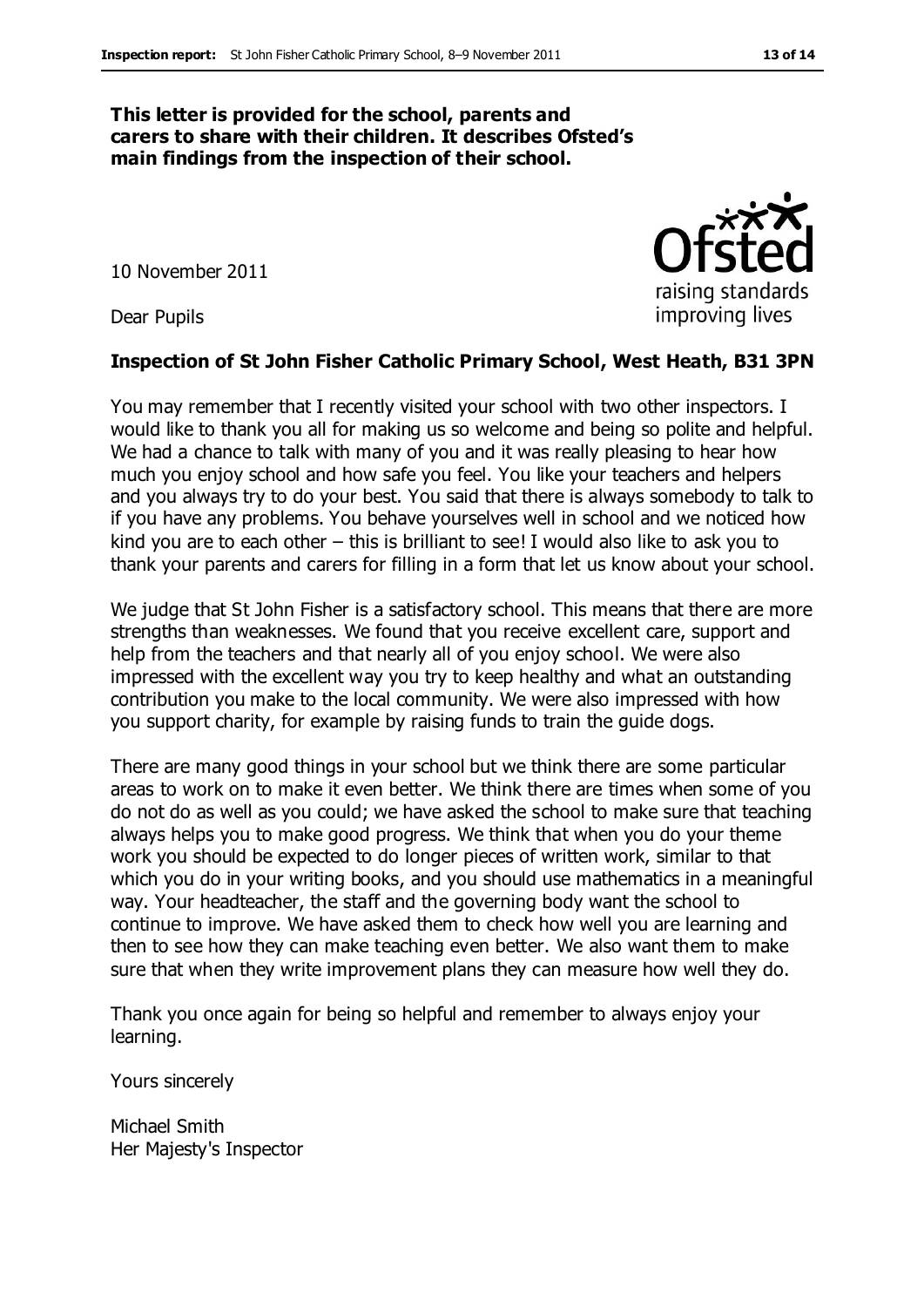**This letter is provided for the school, parents and carers to share with their children. It describes Ofsted's main findings from the inspection of their school.**

10 November 2011

Dear Pupils

**Inspection of St John Fisher Catholic Primary School, West Heath, B31 3PN**

You may remember that I recently visited your school with two other inspectors. I would like to thank you all for making us so welcome and being so polite and helpful. We had a chance to talk with many of you and it was really pleasing to hear how much you enjoy school and how safe you feel. You like your teachers and helpers and you always try to do your best. You said that there is always somebody to talk to if you have any problems. You behave yourselves well in school and we noticed how kind you are to each other – this is brilliant to see! I would also like to ask you to thank your parents and carers for filling in a form that let us know about your school.

We judge that St John Fisher is a satisfactory school. This means that there are more strengths than weaknesses. We found that you receive excellent care, support and help from the teachers and that nearly all of you enjoy school. We were also impressed with the excellent way you try to keep healthy and what an outstanding contribution you make to the local community. We were also impressed with how you support charity, for example by raising funds to train the guide dogs.

There are many good things in your school but we think there are some particular areas to work on to make it even better. We think there are times when some of you do not do as well as you could; we have asked the school to make sure that teaching always helps you to make good progress. We think that when you do your theme work you should be expected to do longer pieces of written work, similar to that which you do in your writing books, and you should use mathematics in a meaningful way. Your headteacher, the staff and the governing body want the school to continue to improve. We have asked them to check how well you are learning and then to see how they can make teaching even better. We also want them to make sure that when they write improvement plans they can measure how well they do.

Thank you once again for being so helpful and remember to always enjoy your learning.

Yours sincerely

Michael Smith
Her Majesty's Inspector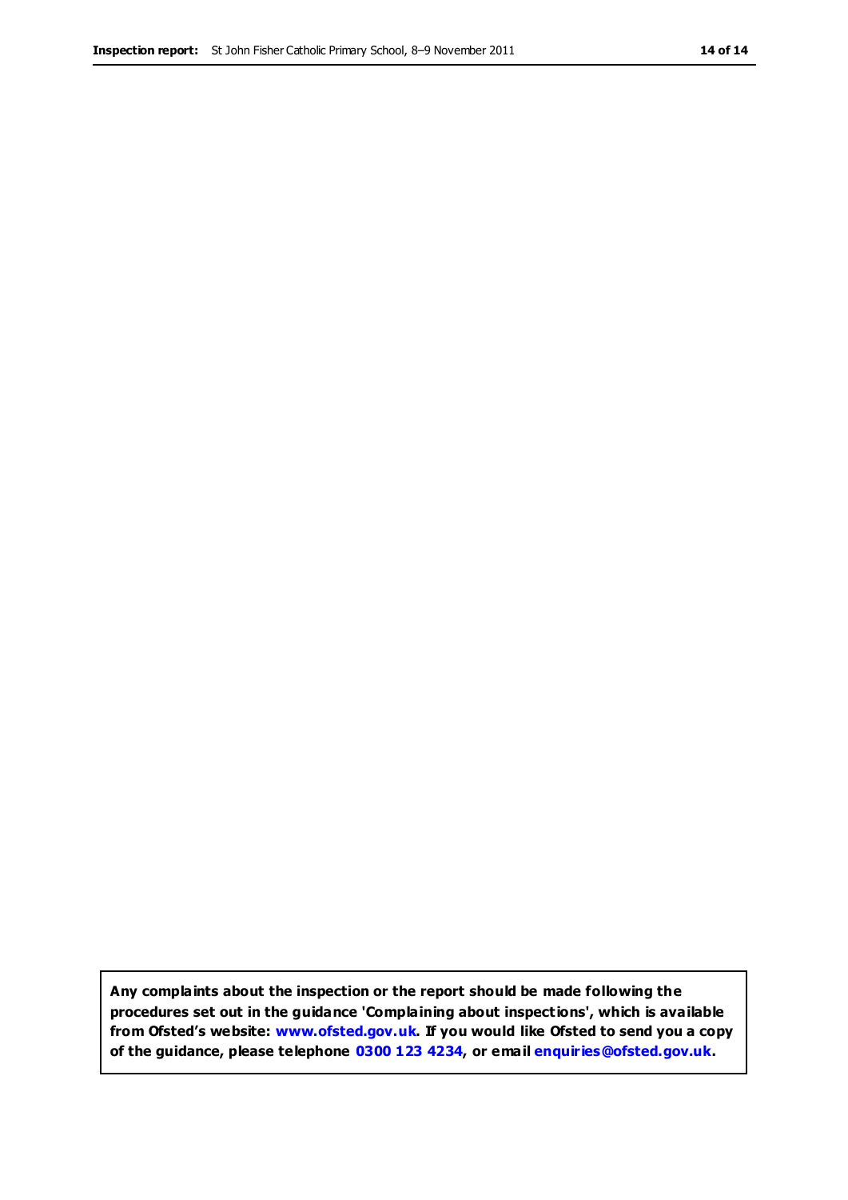**Any complaints about the inspection or the report should be made following the procedures set out in the guidance 'Complaining about inspections', which is available from Ofsted's website: www.ofsted.gov.uk. If you would like Ofsted to send you a copy of the guidance, please telephone 0300 123 4234, or email enquiries@ofsted.gov.uk.**